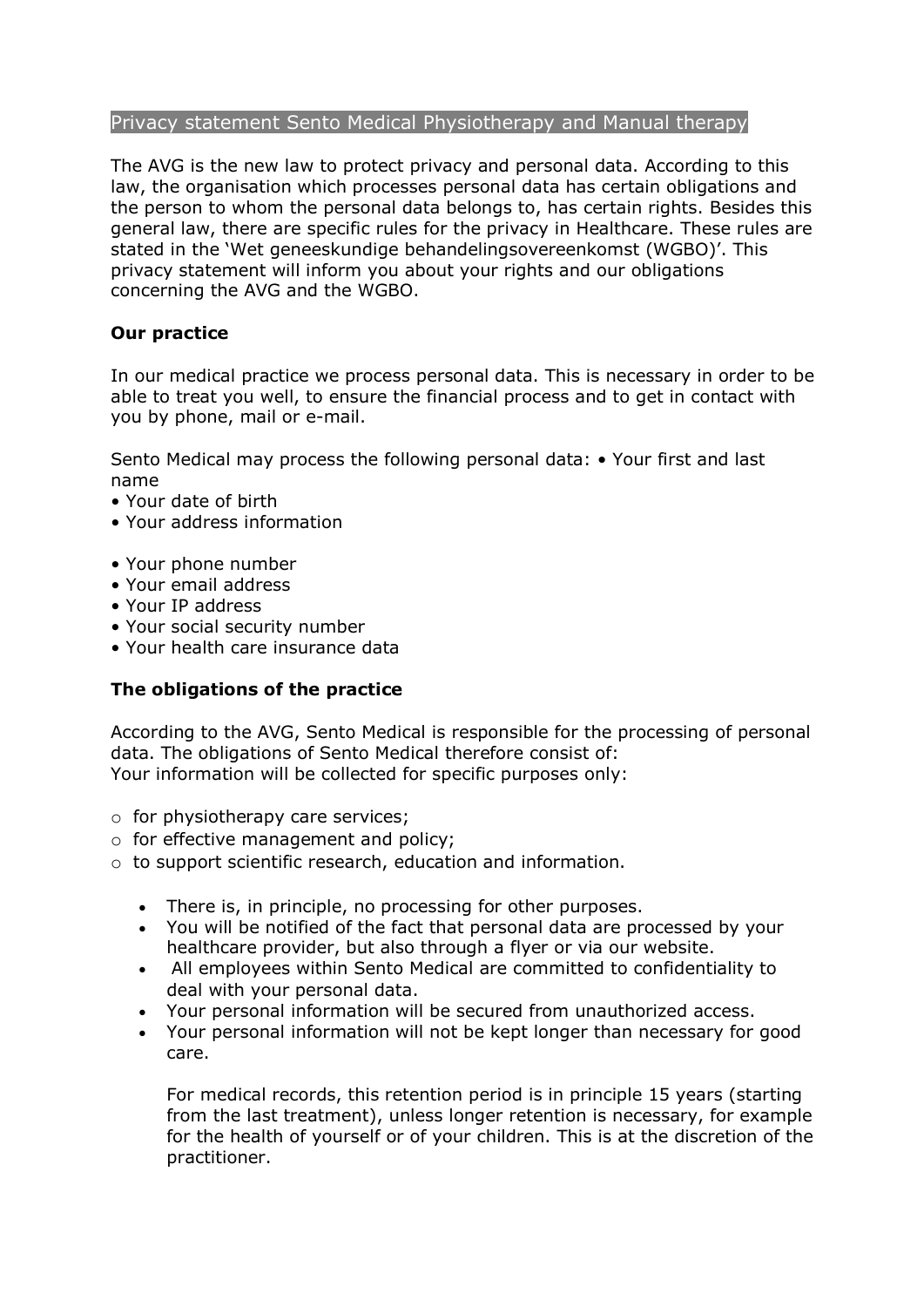# Privacy statement Sento Medical Physiotherapy and Manual therapy

The AVG is the new law to protect privacy and personal data. According to this law, the organisation which processes personal data has certain obligations and the person to whom the personal data belongs to, has certain rights. Besides this general law, there are specific rules for the privacy in Healthcare. These rules are stated in the 'Wet geneeskundige behandelingsovereenkomst (WGBO)'. This privacy statement will inform you about your rights and our obligations concerning the AVG and the WGBO.

**Our practice**

In our medical practice we process personal data. This is necessary in order to be able to treat you well, to ensure the financial process and to get in contact with you by phone, mail or e-mail.

Sento Medical may process the following personal data:

- Your first and last name
- Your date of birth
- Your address information
- Your phone number
- Your email address
- Your IP address
- Your social security number
- Your health care insurance data

**The obligations of the practice**

According to the AVG, Sento Medical is responsible for the processing of personal data. The obligations of Sento Medical therefore consist of:
Your information will be collected for specific purposes only:

- for physiotherapy care services;
- for effective management and policy;
- to support scientific research, education and information.

  - There is, in principle, no processing for other purposes.
  - You will be notified of the fact that personal data are processed by your healthcare provider, but also through a flyer or via our website.
  - All employees within Sento Medical are committed to confidentiality to deal with your personal data.
  - Your personal information will be secured from unauthorized access.
  - Your personal information will not be kept longer than necessary for good care.

    For medical records, this retention period is in principle 15 years (starting from the last treatment), unless longer retention is necessary, for example for the health of yourself or of your children. This is at the discretion of the practitioner.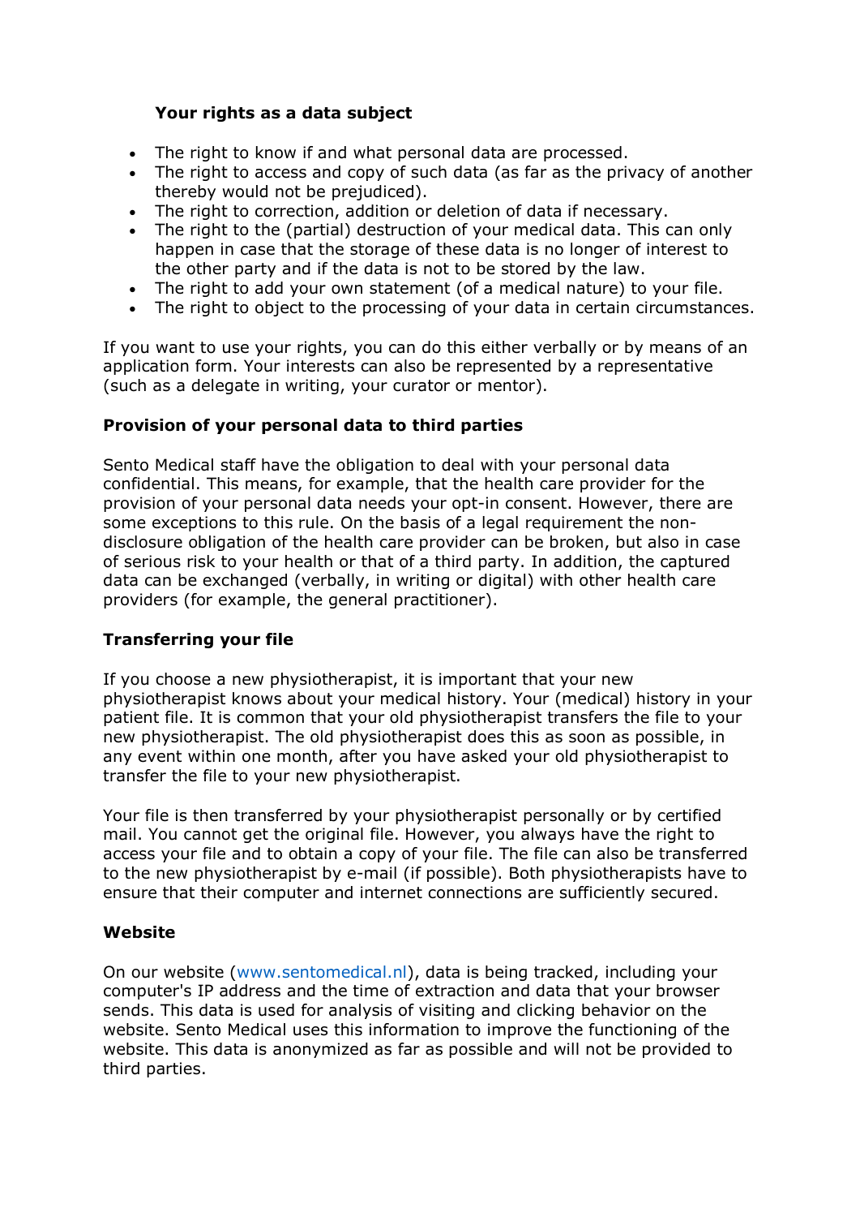### Your rights as a data subject

- The right to know if and what personal data are processed.
- The right to access and copy of such data (as far as the privacy of another thereby would not be prejudiced).
- The right to correction, addition or deletion of data if necessary.
- The right to the (partial) destruction of your medical data. This can only happen in case that the storage of these data is no longer of interest to the other party and if the data is not to be stored by the law.
- The right to add your own statement (of a medical nature) to your file.
- The right to object to the processing of your data in certain circumstances.

If you want to use your rights, you can do this either verbally or by means of an application form. Your interests can also be represented by a representative (such as a delegate in writing, your curator or mentor).

### Provision of your personal data to third parties

Sento Medical staff have the obligation to deal with your personal data confidential. This means, for example, that the health care provider for the provision of your personal data needs your opt-in consent. However, there are some exceptions to this rule. On the basis of a legal requirement the non-disclosure obligation of the health care provider can be broken, but also in case of serious risk to your health or that of a third party. In addition, the captured data can be exchanged (verbally, in writing or digital) with other health care providers (for example, the general practitioner).

### Transferring your file

If you choose a new physiotherapist, it is important that your new physiotherapist knows about your medical history. Your (medical) history in your patient file. It is common that your old physiotherapist transfers the file to your new physiotherapist. The old physiotherapist does this as soon as possible, in any event within one month, after you have asked your old physiotherapist to transfer the file to your new physiotherapist.

Your file is then transferred by your physiotherapist personally or by certified mail. You cannot get the original file. However, you always have the right to access your file and to obtain a copy of your file. The file can also be transferred to the new physiotherapist by e-mail (if possible). Both physiotherapists have to ensure that their computer and internet connections are sufficiently secured.

### Website

On our website (www.sentomedical.nl), data is being tracked, including your computer's IP address and the time of extraction and data that your browser sends. This data is used for analysis of visiting and clicking behavior on the website. Sento Medical uses this information to improve the functioning of the website. This data is anonymized as far as possible and will not be provided to third parties.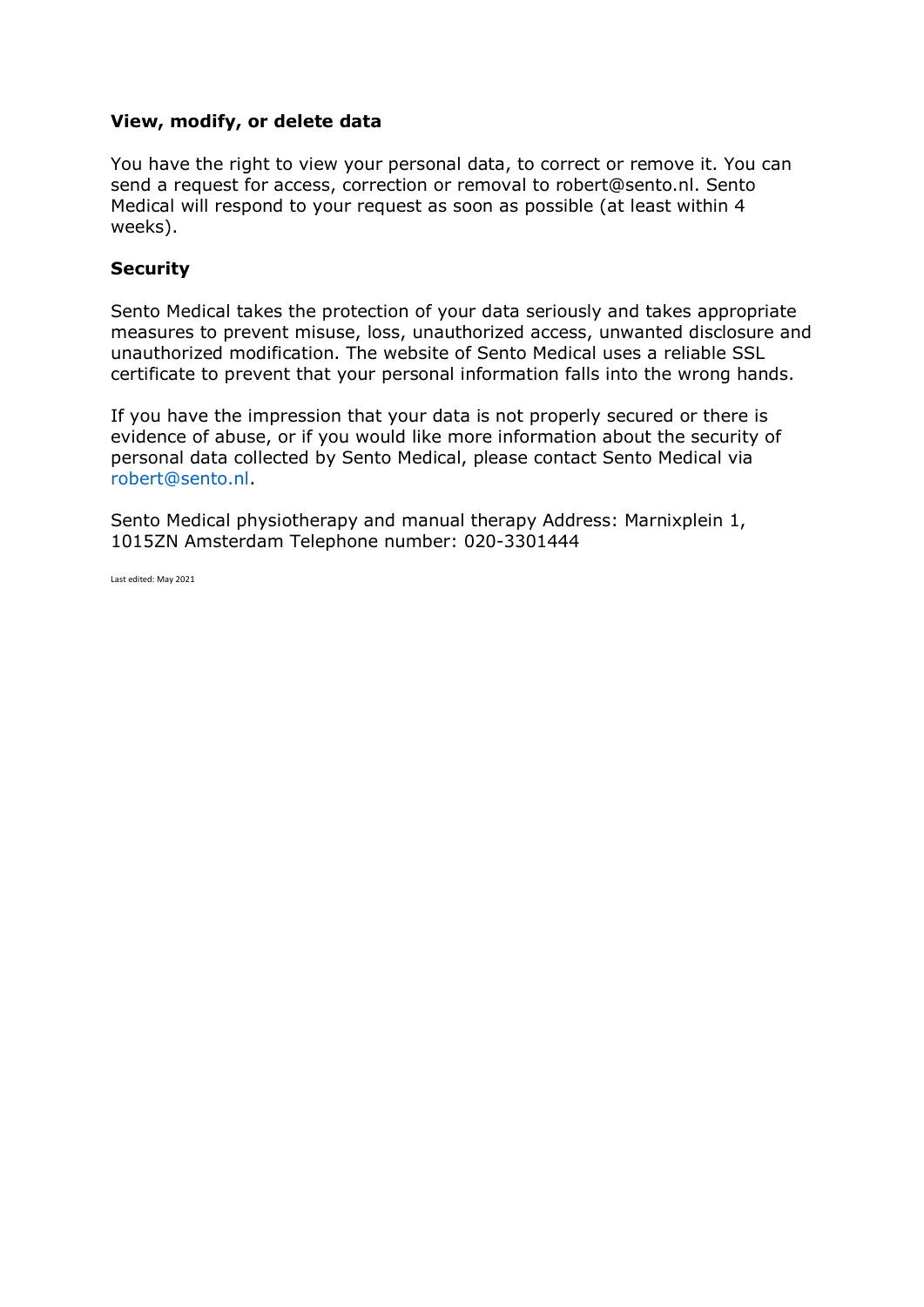**View, modify, or delete data**

You have the right to view your personal data, to correct or remove it. You can send a request for access, correction or removal to robert@sento.nl. Sento Medical will respond to your request as soon as possible (at least within 4 weeks).

**Security**

Sento Medical takes the protection of your data seriously and takes appropriate measures to prevent misuse, loss, unauthorized access, unwanted disclosure and unauthorized modification. The website of Sento Medical uses a reliable SSL certificate to prevent that your personal information falls into the wrong hands.

If you have the impression that your data is not properly secured or there is evidence of abuse, or if you would like more information about the security of personal data collected by Sento Medical, please contact Sento Medical via robert@sento.nl.

Sento Medical physiotherapy and manual therapy Address: Marnixplein 1, 1015ZN Amsterdam Telephone number: 020-3301444

Last edited: May 2021